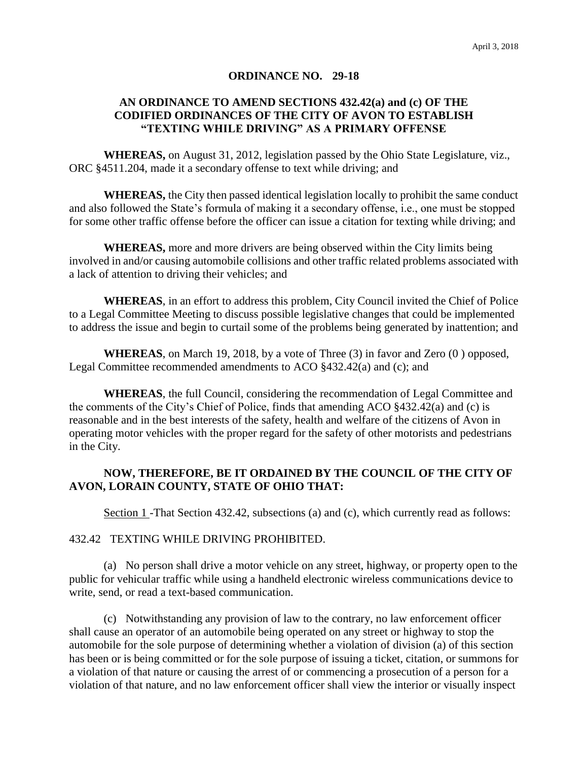April 3, 2018

# ORDINANCE NO. 29-18

## AN ORDINANCE TO AMEND SECTIONS 432.42(a) and (c) OF THE CODIFIED ORDINANCES OF THE CITY OF AVON TO ESTABLISH "TEXTING WHILE DRIVING" AS A PRIMARY OFFENSE

**WHEREAS,** on August 31, 2012, legislation passed by the Ohio State Legislature, viz., ORC §4511.204, made it a secondary offense to text while driving; and

**WHEREAS,** the City then passed identical legislation locally to prohibit the same conduct and also followed the State's formula of making it a secondary offense, i.e., one must be stopped for some other traffic offense before the officer can issue a citation for texting while driving; and

**WHEREAS,** more and more drivers are being observed within the City limits being involved in and/or causing automobile collisions and other traffic related problems associated with a lack of attention to driving their vehicles; and

**WHEREAS**, in an effort to address this problem, City Council invited the Chief of Police to a Legal Committee Meeting to discuss possible legislative changes that could be implemented to address the issue and begin to curtail some of the problems being generated by inattention; and

**WHEREAS**, on March 19, 2018, by a vote of Three (3) in favor and Zero (0 ) opposed, Legal Committee recommended amendments to ACO §432.42(a) and (c); and

**WHEREAS**, the full Council, considering the recommendation of Legal Committee and the comments of the City's Chief of Police, finds that amending ACO §432.42(a) and (c) is reasonable and in the best interests of the safety, health and welfare of the citizens of Avon in operating motor vehicles with the proper regard for the safety of other motorists and pedestrians in the City.

**NOW, THEREFORE, BE IT ORDAINED BY THE COUNCIL OF THE CITY OF AVON, LORAIN COUNTY, STATE OF OHIO THAT:**

Section 1 -That Section 432.42, subsections (a) and (c), which currently read as follows:

432.42 TEXTING WHILE DRIVING PROHIBITED.

(a) No person shall drive a motor vehicle on any street, highway, or property open to the public for vehicular traffic while using a handheld electronic wireless communications device to write, send, or read a text-based communication.

(c) Notwithstanding any provision of law to the contrary, no law enforcement officer shall cause an operator of an automobile being operated on any street or highway to stop the automobile for the sole purpose of determining whether a violation of division (a) of this section has been or is being committed or for the sole purpose of issuing a ticket, citation, or summons for a violation of that nature or causing the arrest of or commencing a prosecution of a person for a violation of that nature, and no law enforcement officer shall view the interior or visually inspect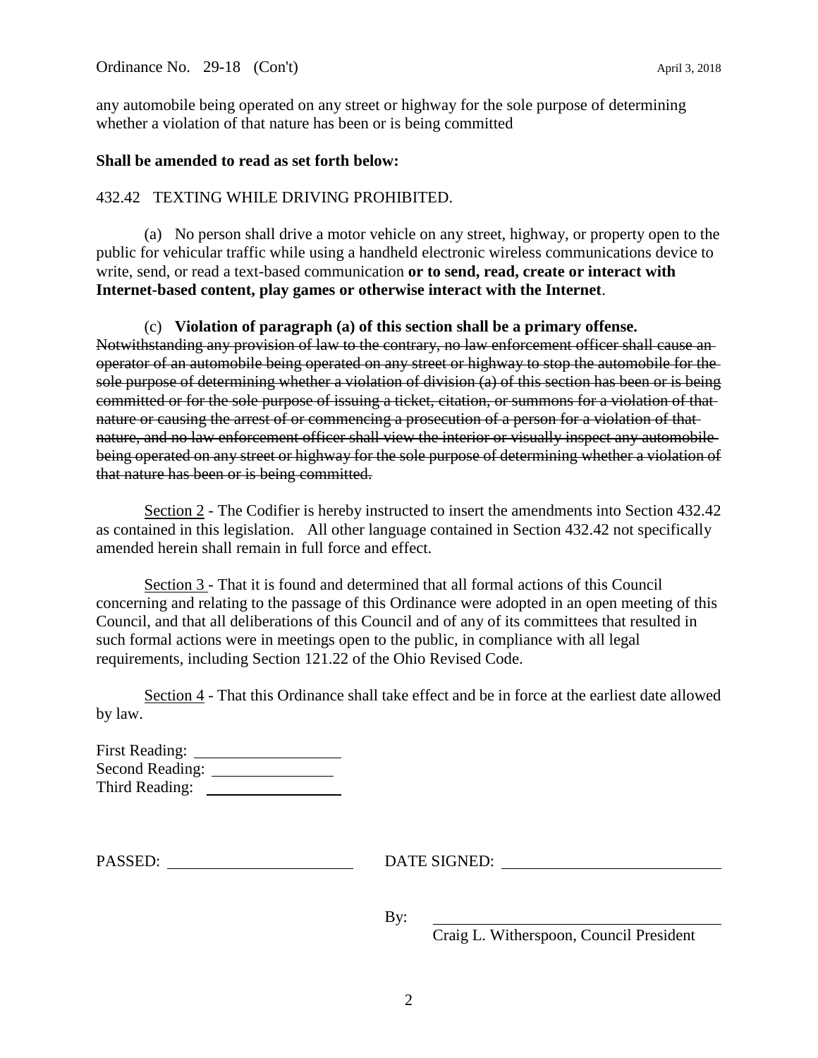any automobile being operated on any street or highway for the sole purpose of determining whether a violation of that nature has been or is being committed

**Shall be amended to read as set forth below:**

432.42 TEXTING WHILE DRIVING PROHIBITED.

(a) No person shall drive a motor vehicle on any street, highway, or property open to the public for vehicular traffic while using a handheld electronic wireless communications device to write, send, or read a text-based communication **or to send, read, create or interact with Internet-based content, play games or otherwise interact with the Internet**.

(c) **Violation of paragraph (a) of this section shall be a primary offense.** ~~Notwithstanding any provision of law to the contrary, no law enforcement officer shall cause an operator of an automobile being operated on any street or highway to stop the automobile for the sole purpose of determining whether a violation of division (a) of this section has been or is being committed or for the sole purpose of issuing a ticket, citation, or summons for a violation of that nature or causing the arrest of or commencing a prosecution of a person for a violation of that nature, and no law enforcement officer shall view the interior or visually inspect any automobile being operated on any street or highway for the sole purpose of determining whether a violation of that nature has been or is being committed.~~

Section 2 - The Codifier is hereby instructed to insert the amendments into Section 432.42 as contained in this legislation. All other language contained in Section 432.42 not specifically amended herein shall remain in full force and effect.

Section 3 - That it is found and determined that all formal actions of this Council concerning and relating to the passage of this Ordinance were adopted in an open meeting of this Council, and that all deliberations of this Council and of any of its committees that resulted in such formal actions were in meetings open to the public, in compliance with all legal requirements, including Section 121.22 of the Ohio Revised Code.

Section 4 - That this Ordinance shall take effect and be in force at the earliest date allowed by law.

First Reading: ____________________
Second Reading: ________________
Third Reading: ________________

PASSED: ________________________ DATE SIGNED: ____________________________

By: ______________________________________
Craig L. Witherspoon, Council President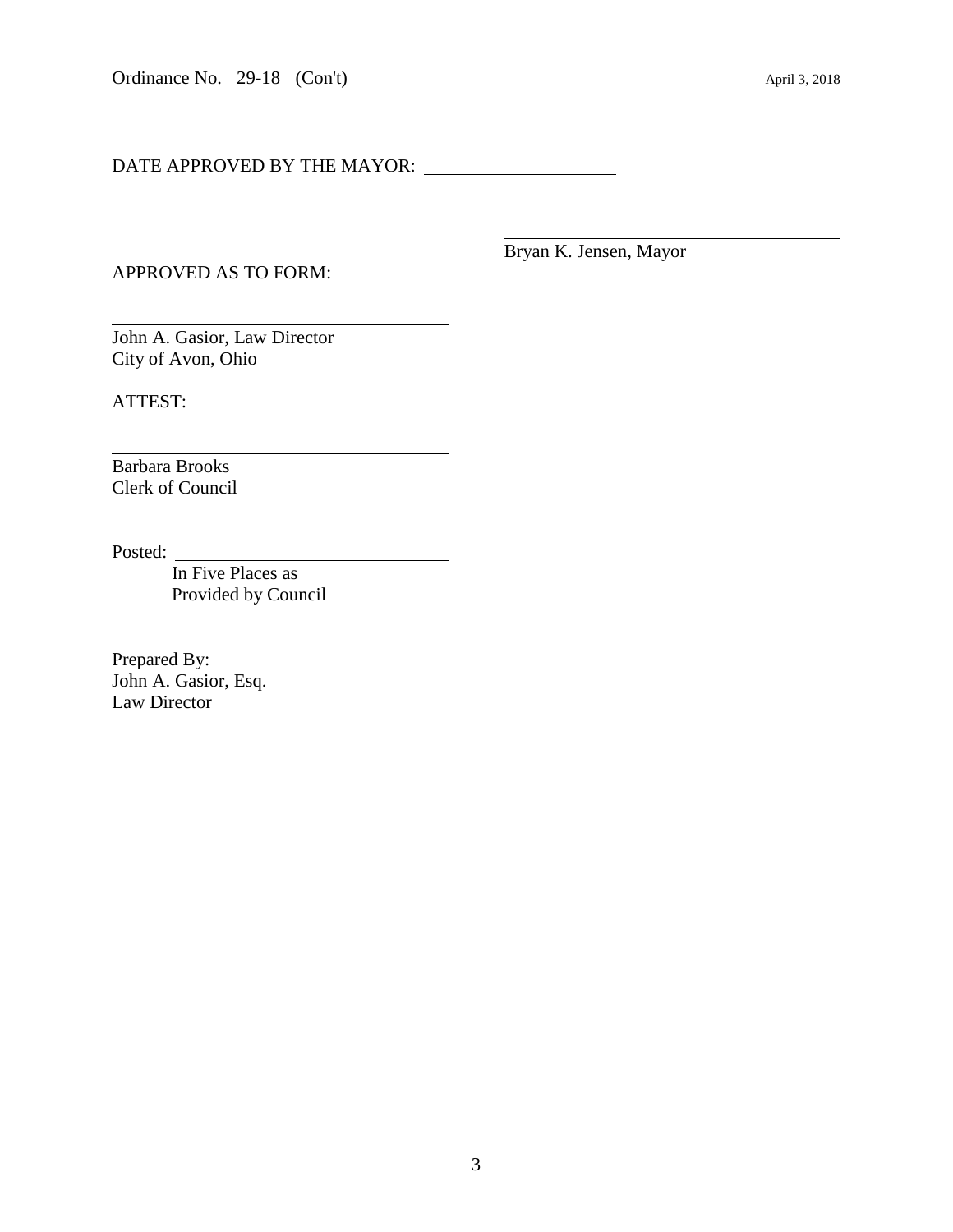DATE APPROVED BY THE MAYOR: ____________________

\_\_\_\_\_\_\_\_\_\_\_\_\_\_\_\_\_\_\_\_\_\_\_\_\_\_\_\_\_\_\_\_\_\_\_\_
Bryan K. Jensen, Mayor

APPROVED AS TO FORM:

\_\_\_\_\_\_\_\_\_\_\_\_\_\_\_\_\_\_\_\_\_\_\_\_\_\_\_\_\_\_\_\_\_\_\_\_
John A. Gasior, Law Director
City of Avon, Ohio

ATTEST:

\_\_\_\_\_\_\_\_\_\_\_\_\_\_\_\_\_\_\_\_\_\_\_\_\_\_\_\_\_\_\_\_\_\_\_\_
Barbara Brooks
Clerk of Council

Posted: ____________________________
In Five Places as
Provided by Council

Prepared By:
John A. Gasior, Esq.
Law Director